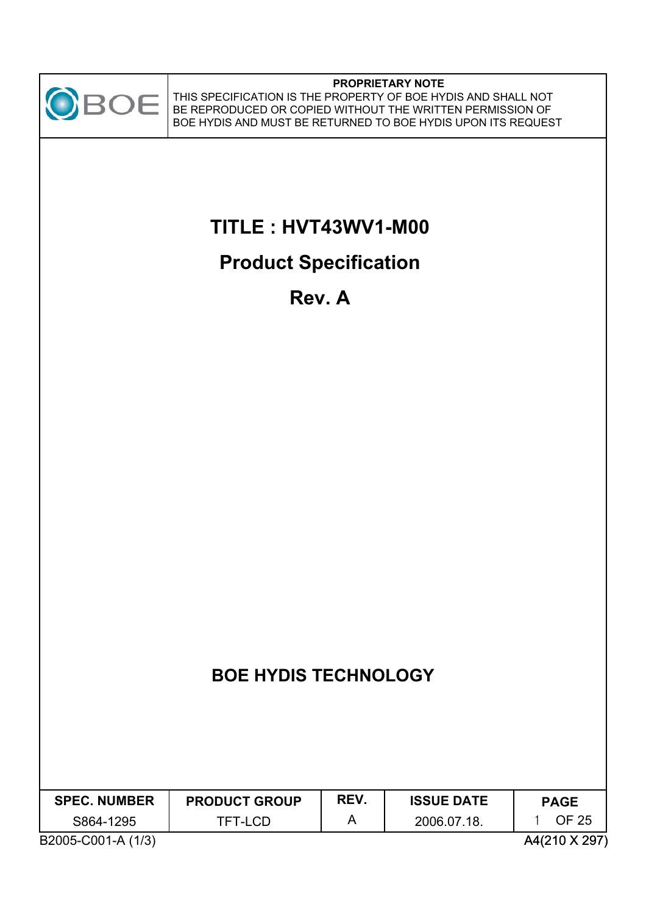**PROPRIETARY NOTE**

THIS SPECIFICATION IS THE PROPERTY OF BOE HYDIS AND SHALL NOT BE REPRODUCED OR COPIED WITHOUT THE WRITTEN PERMISSION OF BOE HYDIS AND MUST BE RETURNED TO BOE HYDIS UPON ITS REQUEST

# TITLE : HVT43WV1-M00

# Product Specification

# Rev. A

## BOE HYDIS TECHNOLOGY

| SPEC. NUMBER | PRODUCT GROUP | REV. | ISSUE DATE | PAGE |
|---|---|---|---|---|
| S864-1295 | TFT-LCD | A | 2006.07.18. | 1 OF 25 |

B2005-C001-A (1/3) A4(210 X 297)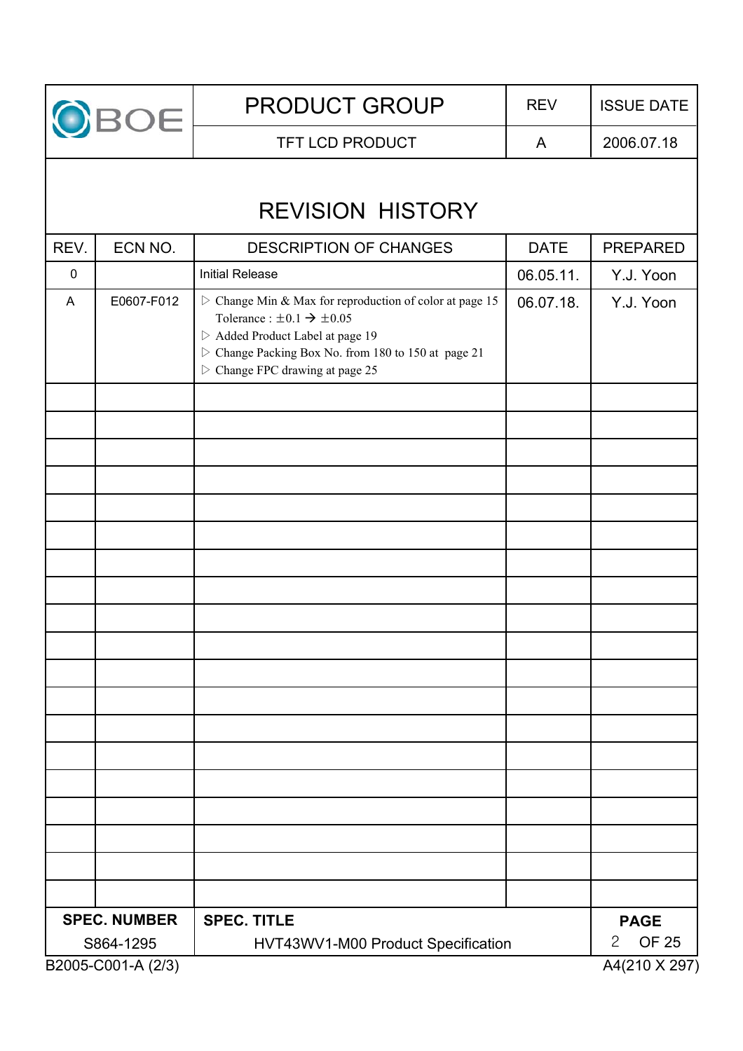| PRODUCT GROUP | REV | ISSUE DATE |
|---|---|---|
| TFT LCD PRODUCT | A | 2006.07.18 |

# REVISION HISTORY

| REV. | ECN NO. | DESCRIPTION OF CHANGES | DATE | PREPARED |
|---|---|---|---|---|
| 0 | | Initial Release | 06.05.11. | Y.J. Yoon |
| A | E0607-F012 | ▷ Change Min & Max for reproduction of color at page 15<br>Tolerance : ±0.1 → ±0.05<br>▷ Added Product Label at page 19<br>▷ Change Packing Box No. from 180 to 150 at page 21<br>▷ Change FPC drawing at page 25 | 06.07.18. | Y.J. Yoon |

| SPEC. NUMBER | SPEC. TITLE |
|---|---|
| S864-1295 | HVT43WV1-M00 Product Specification |

B2005-C001-A (2/3)　　A4(210 X 297)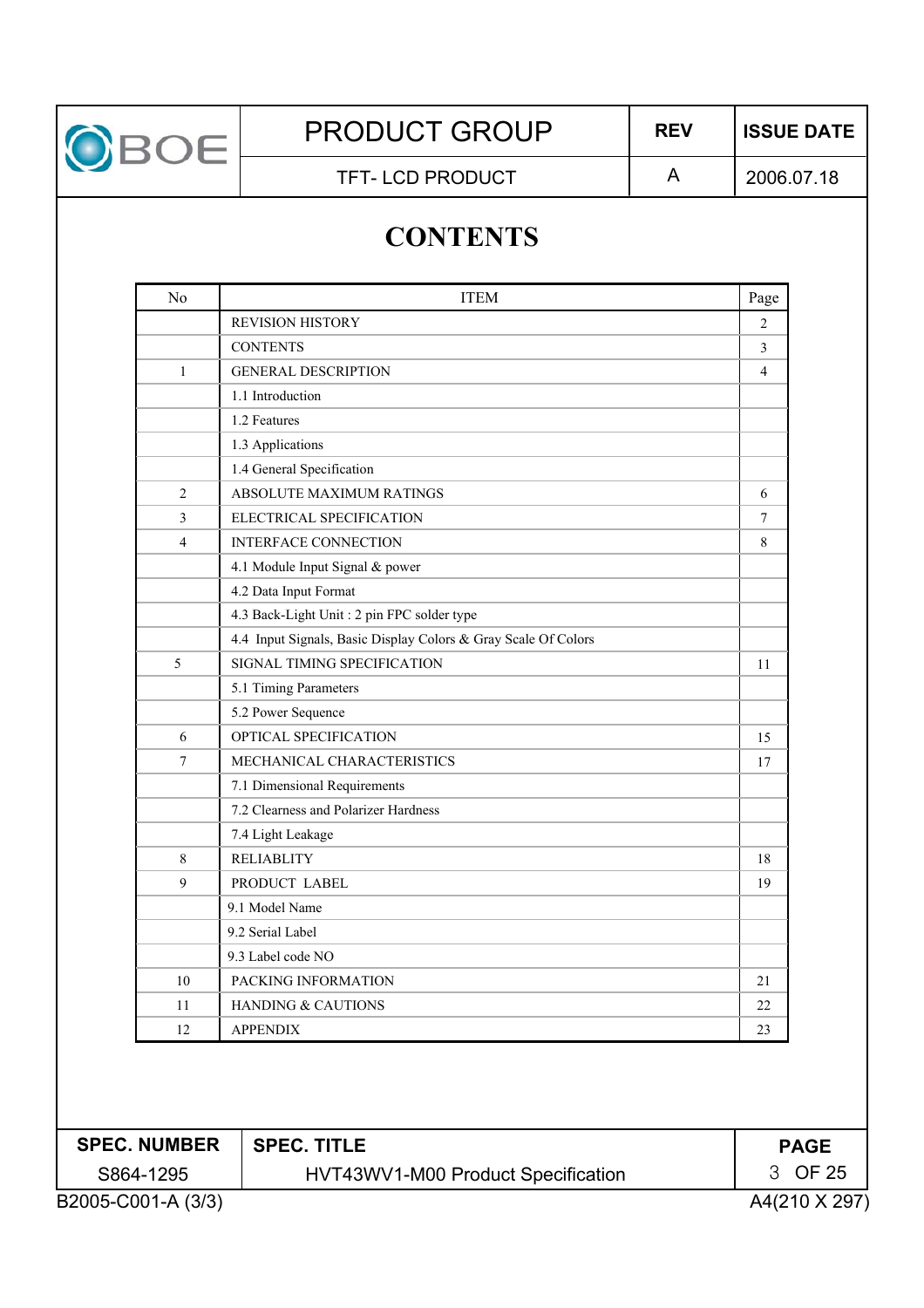# CONTENTS

| No | ITEM | Page |
|---|---|---|
| | REVISION HISTORY | 2 |
| | CONTENTS | 3 |
| 1 | GENERAL DESCRIPTION | 4 |
| | 1.1 Introduction | |
| | 1.2 Features | |
| | 1.3 Applications | |
| | 1.4 General Specification | |
| 2 | ABSOLUTE MAXIMUM RATINGS | 6 |
| 3 | ELECTRICAL SPECIFICATION | 7 |
| 4 | INTERFACE CONNECTION | 8 |
| | 4.1 Module Input Signal & power | |
| | 4.2 Data Input Format | |
| | 4.3 Back-Light Unit : 2 pin FPC solder type | |
| | 4.4 Input Signals, Basic Display Colors & Gray Scale Of Colors | |
| 5 | SIGNAL TIMING SPECIFICATION | 11 |
| | 5.1 Timing Parameters | |
| | 5.2 Power Sequence | |
| 6 | OPTICAL SPECIFICATION | 15 |
| 7 | MECHANICAL CHARACTERISTICS | 17 |
| | 7.1 Dimensional Requirements | |
| | 7.2 Clearness and Polarizer Hardness | |
| | 7.4 Light Leakage | |
| 8 | RELIABLITY | 18 |
| 9 | PRODUCT LABEL | 19 |
| | 9.1 Model Name | |
| | 9.2 Serial Label | |
| | 9.3 Label code NO | |
| 10 | PACKING INFORMATION | 21 |
| 11 | HANDING & CAUTIONS | 22 |
| 12 | APPENDIX | 23 |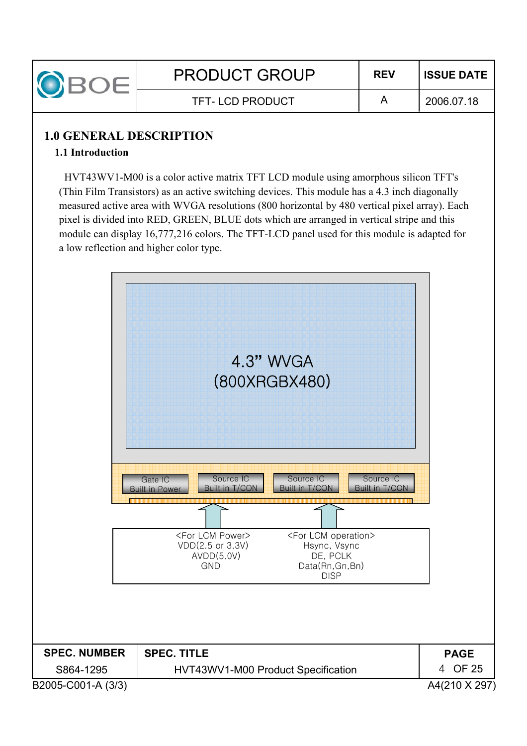# 1.0 GENERAL DESCRIPTION

## 1.1 Introduction

HVT43WV1-M00 is a color active matrix TFT LCD module using amorphous silicon TFT's (Thin Film Transistors) as an active switching devices. This module has a 4.3 inch diagonally measured active area with WVGA resolutions (800 horizontal by 480 vertical pixel array). Each pixel is divided into RED, GREEN, BLUE dots which are arranged in vertical stripe and this module can display 16,777,216 colors. The TFT-LCD panel used for this module is adapted for a low reflection and higher color type.

4.3" WVGA
(800XRGBX480)

Gate IC Built in Power | Source IC Built in T/CON | Source IC Built in T/CON | Source IC Built in T/CON

<For LCM Power>
VDD(2.5 or 3.3V)
AVDD(5.0V)
GND

<For LCM operation>
Hsync, Vsync
DE, PCLK
Data(Rn,Gn,Bn)
DISP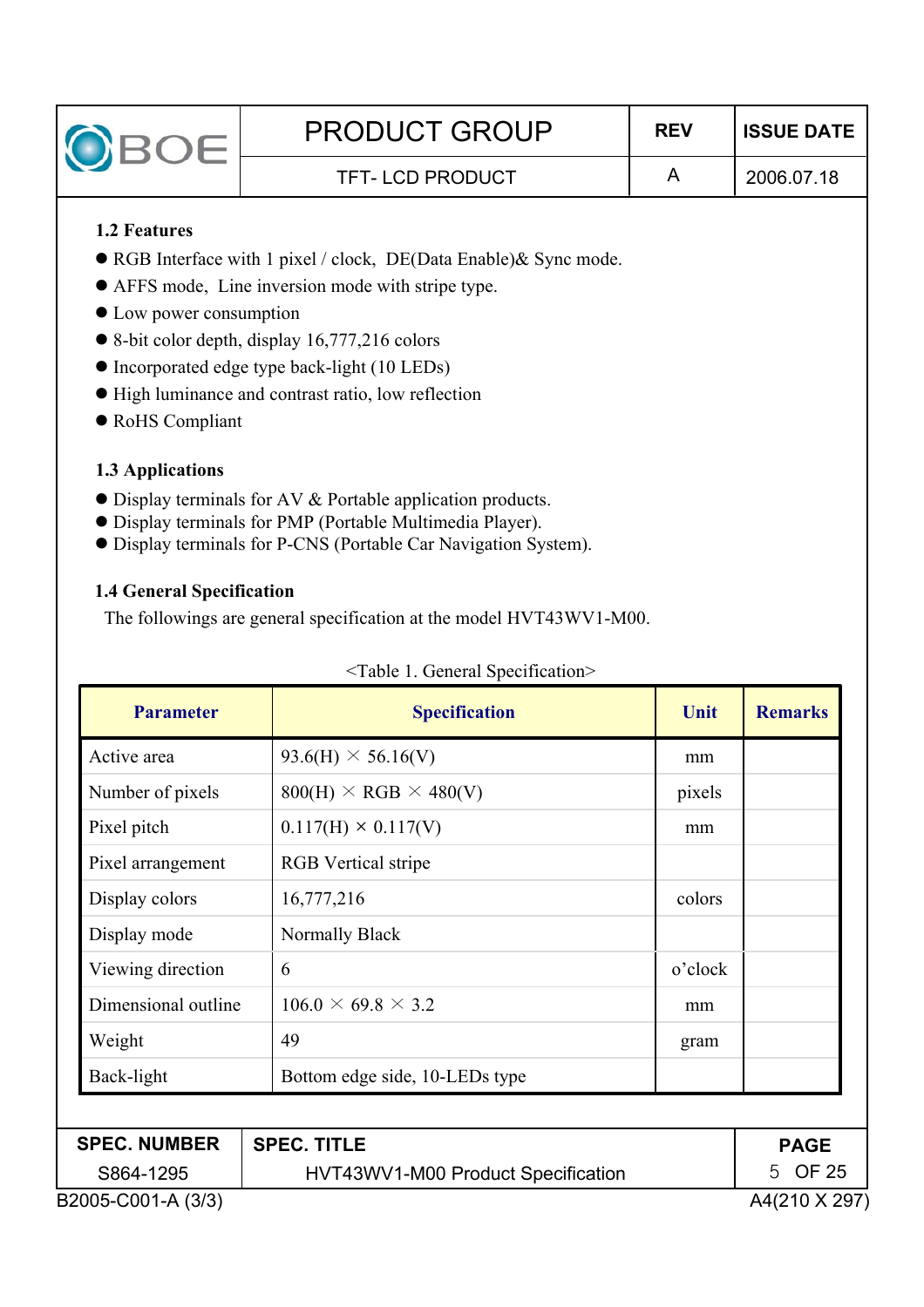### 1.2 Features

- RGB Interface with 1 pixel / clock, DE(Data Enable)& Sync mode.
- AFFS mode, Line inversion mode with stripe type.
- Low power consumption
- 8-bit color depth, display 16,777,216 colors
- Incorporated edge type back-light (10 LEDs)
- High luminance and contrast ratio, low reflection
- RoHS Compliant

### 1.3 Applications

- Display terminals for AV & Portable application products.
- Display terminals for PMP (Portable Multimedia Player).
- Display terminals for P-CNS (Portable Car Navigation System).

### 1.4 General Specification

The followings are general specification at the model HVT43WV1-M00.

<Table 1. General Specification>

| Parameter | Specification | Unit | Remarks |
|---|---|---|---|
| Active area | 93.6(H) × 56.16(V) | mm | |
| Number of pixels | 800(H) × RGB × 480(V) | pixels | |
| Pixel pitch | 0.117(H) × 0.117(V) | mm | |
| Pixel arrangement | RGB Vertical stripe | | |
| Display colors | 16,777,216 | colors | |
| Display mode | Normally Black | | |
| Viewing direction | 6 | o'clock | |
| Dimensional outline | 106.0 × 69.8 × 3.2 | mm | |
| Weight | 49 | gram | |
| Back-light | Bottom edge side, 10-LEDs type | | |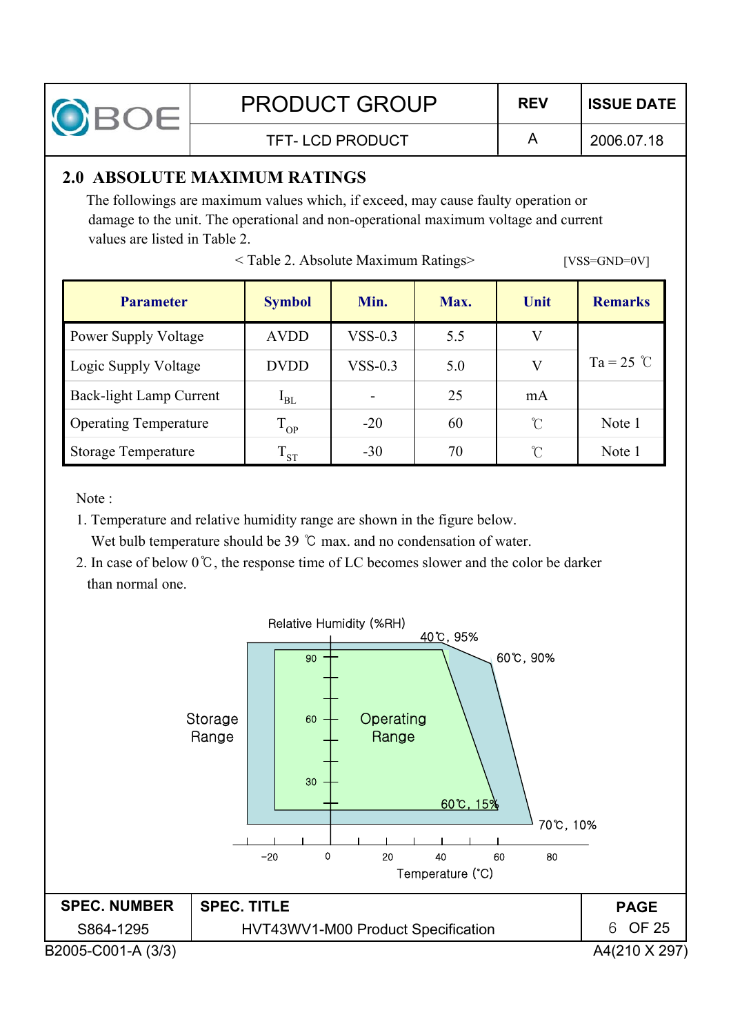## 2.0 ABSOLUTE MAXIMUM RATINGS

The followings are maximum values which, if exceed, may cause faulty operation or damage to the unit. The operational and non-operational maximum voltage and current values are listed in Table 2.

< Table 2. Absolute Maximum Ratings> [VSS=GND=0V]

| Parameter | Symbol | Min. | Max. | Unit | Remarks |
|---|---|---|---|---|---|
| Power Supply Voltage | AVDD | VSS-0.3 | 5.5 | V | Ta = 25 ℃ |
| Logic Supply Voltage | DVDD | VSS-0.3 | 5.0 | V | |
| Back-light Lamp Current | $I_{BL}$ | - | 25 | mA | |
| Operating Temperature | $T_{OP}$ | -20 | 60 | ℃ | Note 1 |
| Storage Temperature | $T_{ST}$ | -30 | 70 | ℃ | Note 1 |

Note :

1. Temperature and relative humidity range are shown in the figure below. Wet bulb temperature should be 39 ℃ max. and no condensation of water.
2. In case of below 0℃, the response time of LC becomes slower and the color be darker than normal one.

Relative Humidity (%RH)

40℃, 95%

60℃, 90%

Storage Range

Operating Range

60℃, 15%

70℃, 10%

Temperature (℃)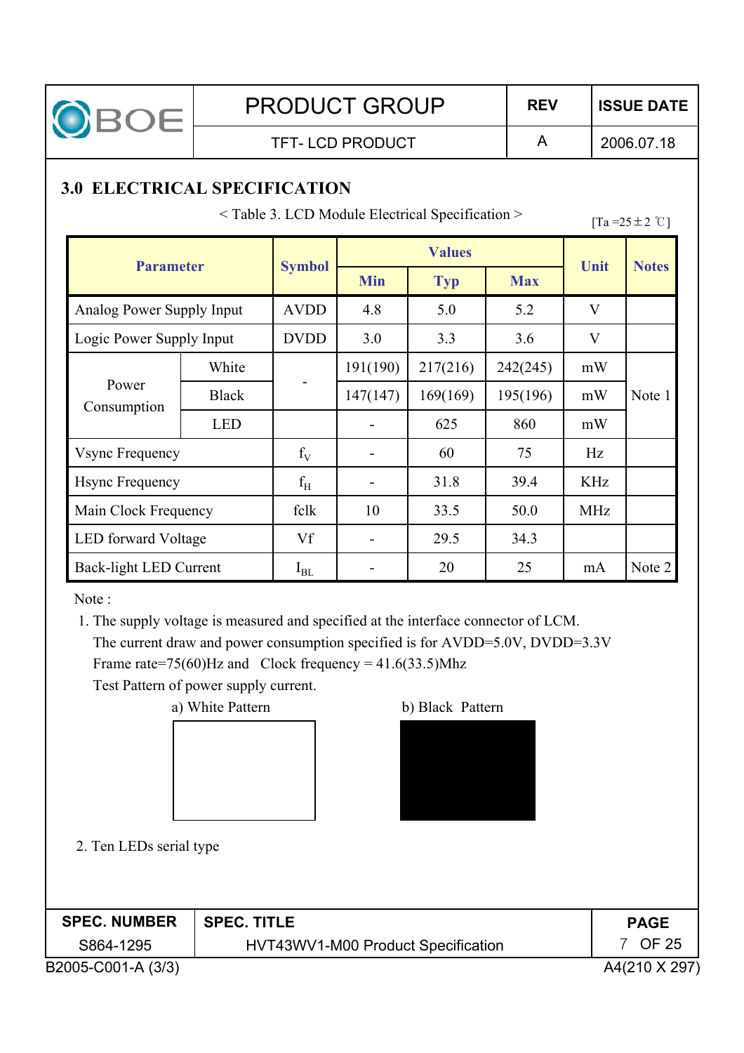## 3.0 ELECTRICAL SPECIFICATION

< Table 3. LCD Module Electrical Specification >

[Ta =25±2 ℃]

| Parameter | | Symbol | Values | | | Unit | Notes |
|---|---|---|---|---|---|---|---|
| | | | Min | Typ | Max | | |
| Analog Power Supply Input | | AVDD | 4.8 | 5.0 | 5.2 | V | |
| Logic Power Supply Input | | DVDD | 3.0 | 3.3 | 3.6 | V | |
| Power Consumption | White | - | 191(190) | 217(216) | 242(245) | mW | Note 1 |
| | Black | | 147(147) | 169(169) | 195(196) | mW | |
| | LED | | - | 625 | 860 | mW | |
| Vsync Frequency | | $f_V$ | - | 60 | 75 | Hz | |
| Hsync Frequency | | $f_H$ | - | 31.8 | 39.4 | KHz | |
| Main Clock Frequency | | fclk | 10 | 33.5 | 50.0 | MHz | |
| LED forward Voltage | | Vf | - | 29.5 | 34.3 | | |
| Back-light LED Current | | $I_{BL}$ | - | 20 | 25 | mA | Note 2 |

Note :

1. The supply voltage is measured and specified at the interface connector of LCM.
   The current draw and power consumption specified is for AVDD=5.0V, DVDD=3.3V
   Frame rate=75(60)Hz and Clock frequency = 41.6(33.5)Mhz
   Test Pattern of power supply current.

   a) White Pattern b) Black Pattern

2. Ten LEDs serial type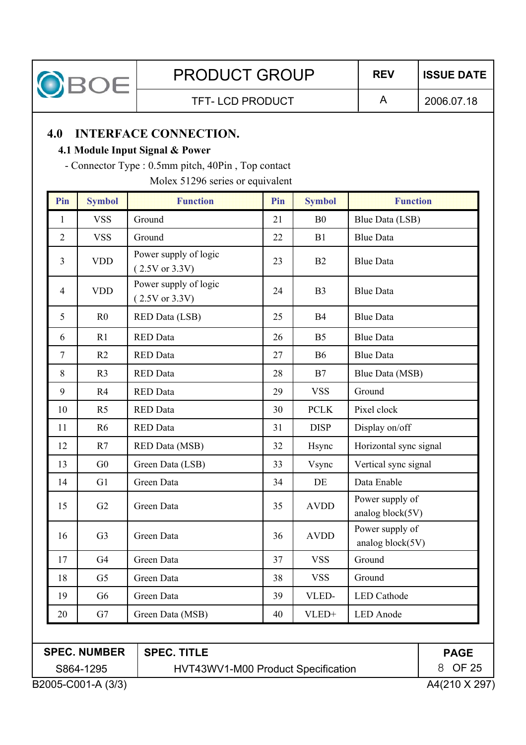## 4.0 INTERFACE CONNECTION.

### 4.1 Module Input Signal & Power

- Connector Type : 0.5mm pitch, 40Pin , Top contact
  Molex 51296 series or equivalent

| Pin | Symbol | Function | Pin | Symbol | Function |
|---|---|---|---|---|---|
| 1 | VSS | Ground | 21 | B0 | Blue Data (LSB) |
| 2 | VSS | Ground | 22 | B1 | Blue Data |
| 3 | VDD | Power supply of logic ( 2.5V or 3.3V) | 23 | B2 | Blue Data |
| 4 | VDD | Power supply of logic ( 2.5V or 3.3V) | 24 | B3 | Blue Data |
| 5 | R0 | RED Data (LSB) | 25 | B4 | Blue Data |
| 6 | R1 | RED Data | 26 | B5 | Blue Data |
| 7 | R2 | RED Data | 27 | B6 | Blue Data |
| 8 | R3 | RED Data | 28 | B7 | Blue Data (MSB) |
| 9 | R4 | RED Data | 29 | VSS | Ground |
| 10 | R5 | RED Data | 30 | PCLK | Pixel clock |
| 11 | R6 | RED Data | 31 | DISP | Display on/off |
| 12 | R7 | RED Data (MSB) | 32 | Hsync | Horizontal sync signal |
| 13 | G0 | Green Data (LSB) | 33 | Vsync | Vertical sync signal |
| 14 | G1 | Green Data | 34 | DE | Data Enable |
| 15 | G2 | Green Data | 35 | AVDD | Power supply of analog block(5V) |
| 16 | G3 | Green Data | 36 | AVDD | Power supply of analog block(5V) |
| 17 | G4 | Green Data | 37 | VSS | Ground |
| 18 | G5 | Green Data | 38 | VSS | Ground |
| 19 | G6 | Green Data | 39 | VLED- | LED Cathode |
| 20 | G7 | Green Data (MSB) | 40 | VLED+ | LED Anode |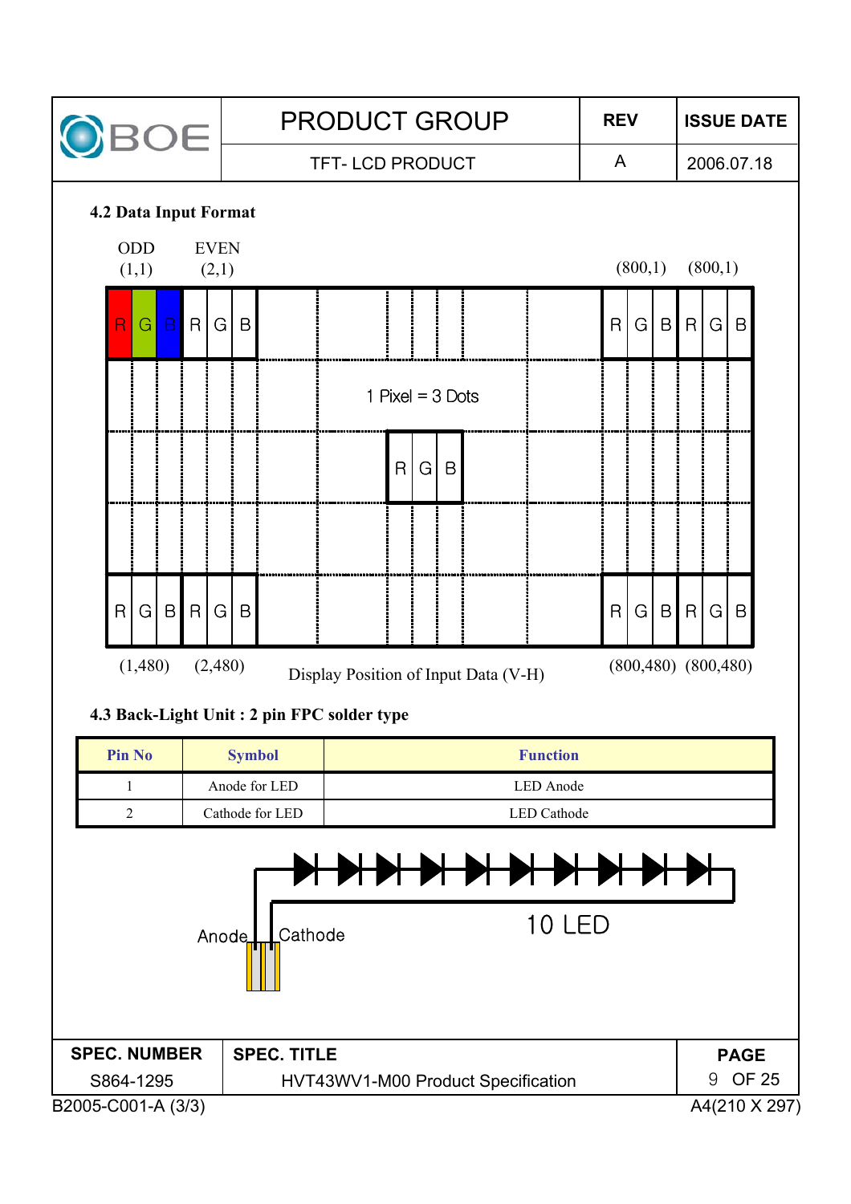### 4.2 Data Input Format

ODD (1,1) EVEN (2,1) (800,1) (800,1)

R G B R G B ... R G B R G B

1 Pixel = 3 Dots

R G B

R G B R G B ... R G B R G B

(1,480) (2,480) (800,480) (800,480)

Display Position of Input Data (V-H)

### 4.3 Back-Light Unit : 2 pin FPC solder type

| Pin No | Symbol | Function |
|---|---|---|
| 1 | Anode for LED | LED Anode |
| 2 | Cathode for LED | LED Cathode |

Anode Cathode 10 LED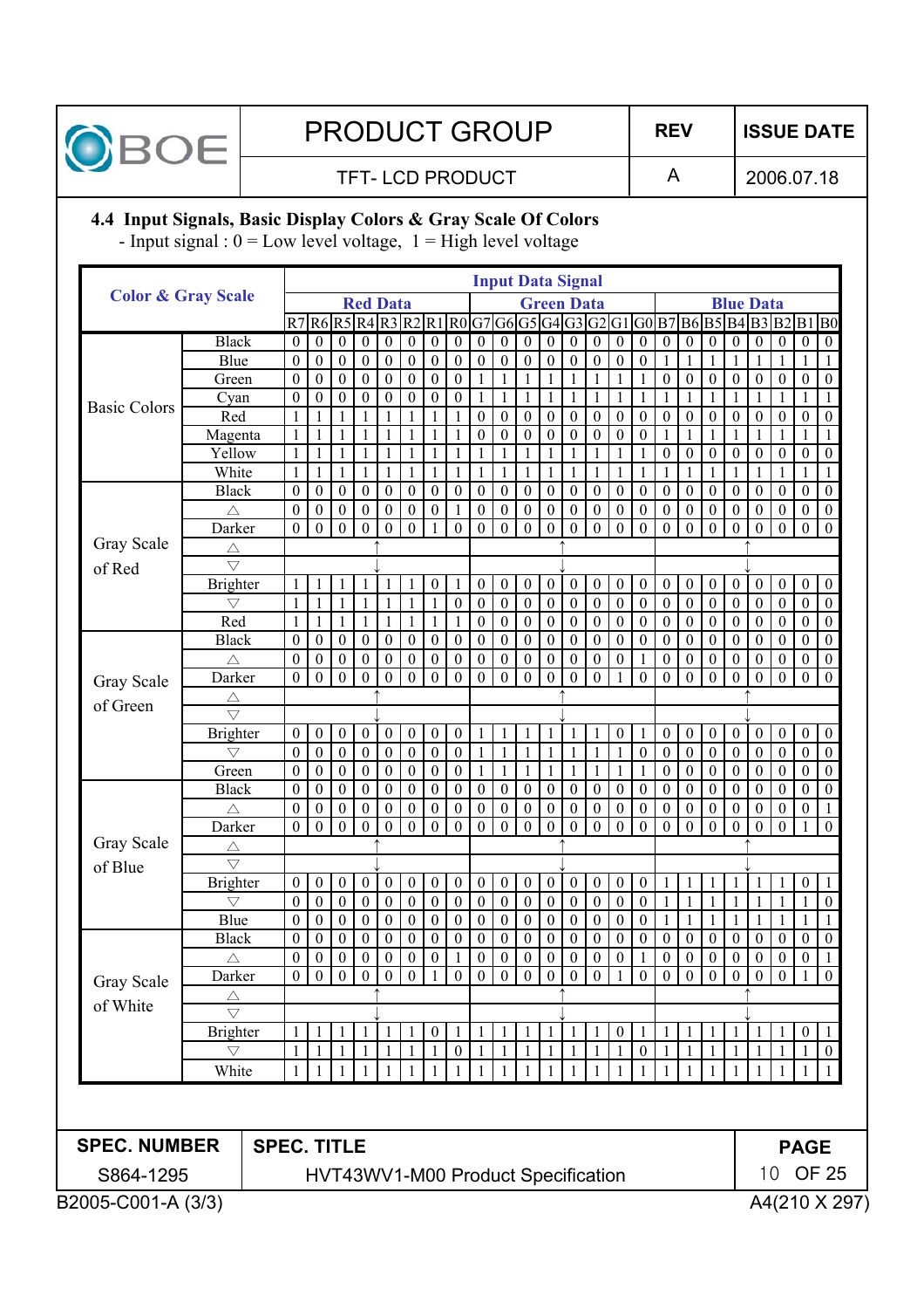### 4.4 Input Signals, Basic Display Colors & Gray Scale Of Colors

- Input signal : 0 = Low level voltage, 1 = High level voltage

| Color & Gray Scale | | Red Data | | | | | | | | Green Data | | | | | | | | Blue Data | | | | | | | |
|---|---|---|---|---|---|---|---|---|---|---|---|---|---|---|---|---|---|---|---|---|---|---|---|---|---|
| | | R7 | R6 | R5 | R4 | R3 | R2 | R1 | R0 | G7 | G6 | G5 | G4 | G3 | G2 | G1 | G0 | B7 | B6 | B5 | B4 | B3 | B2 | B1 | B0 |
| Basic Colors | Black | 0 | 0 | 0 | 0 | 0 | 0 | 0 | 0 | 0 | 0 | 0 | 0 | 0 | 0 | 0 | 0 | 0 | 0 | 0 | 0 | 0 | 0 | 0 | 0 |
| | Blue | 0 | 0 | 0 | 0 | 0 | 0 | 0 | 0 | 0 | 0 | 0 | 0 | 0 | 0 | 0 | 0 | 1 | 1 | 1 | 1 | 1 | 1 | 1 | 1 |
| | Green | 0 | 0 | 0 | 0 | 0 | 0 | 0 | 0 | 1 | 1 | 1 | 1 | 1 | 1 | 1 | 1 | 0 | 0 | 0 | 0 | 0 | 0 | 0 | 0 |
| | Cyan | 0 | 0 | 0 | 0 | 0 | 0 | 0 | 0 | 1 | 1 | 1 | 1 | 1 | 1 | 1 | 1 | 1 | 1 | 1 | 1 | 1 | 1 | 1 | 1 |
| | Red | 1 | 1 | 1 | 1 | 1 | 1 | 1 | 1 | 0 | 0 | 0 | 0 | 0 | 0 | 0 | 0 | 0 | 0 | 0 | 0 | 0 | 0 | 0 | 0 |
| | Magenta | 1 | 1 | 1 | 1 | 1 | 1 | 1 | 1 | 0 | 0 | 0 | 0 | 0 | 0 | 0 | 0 | 1 | 1 | 1 | 1 | 1 | 1 | 1 | 1 |
| | Yellow | 1 | 1 | 1 | 1 | 1 | 1 | 1 | 1 | 1 | 1 | 1 | 1 | 1 | 1 | 1 | 1 | 0 | 0 | 0 | 0 | 0 | 0 | 0 | 0 |
| | White | 1 | 1 | 1 | 1 | 1 | 1 | 1 | 1 | 1 | 1 | 1 | 1 | 1 | 1 | 1 | 1 | 1 | 1 | 1 | 1 | 1 | 1 | 1 | 1 |
| Gray Scale of Red | Black | 0 | 0 | 0 | 0 | 0 | 0 | 0 | 0 | 0 | 0 | 0 | 0 | 0 | 0 | 0 | 0 | 0 | 0 | 0 | 0 | 0 | 0 | 0 | 0 |
| | △ | 0 | 0 | 0 | 0 | 0 | 0 | 0 | 1 | 0 | 0 | 0 | 0 | 0 | 0 | 0 | 0 | 0 | 0 | 0 | 0 | 0 | 0 | 0 | 0 |
| | Darker | 0 | 0 | 0 | 0 | 0 | 0 | 1 | 0 | 0 | 0 | 0 | 0 | 0 | 0 | 0 | 0 | 0 | 0 | 0 | 0 | 0 | 0 | 0 | 0 |
| | △ | ↑ | | | | | | | | ↑ | | | | | | | | ↑ | | | | | | | |
| | ▽ | ↓ | | | | | | | | ↓ | | | | | | | | ↓ | | | | | | | |
| | Brighter | 1 | 1 | 1 | 1 | 1 | 1 | 0 | 1 | 0 | 0 | 0 | 0 | 0 | 0 | 0 | 0 | 0 | 0 | 0 | 0 | 0 | 0 | 0 | 0 |
| | ▽ | 1 | 1 | 1 | 1 | 1 | 1 | 1 | 0 | 0 | 0 | 0 | 0 | 0 | 0 | 0 | 0 | 0 | 0 | 0 | 0 | 0 | 0 | 0 | 0 |
| | Red | 1 | 1 | 1 | 1 | 1 | 1 | 1 | 1 | 0 | 0 | 0 | 0 | 0 | 0 | 0 | 0 | 0 | 0 | 0 | 0 | 0 | 0 | 0 | 0 |
| Gray Scale of Green | Black | 0 | 0 | 0 | 0 | 0 | 0 | 0 | 0 | 0 | 0 | 0 | 0 | 0 | 0 | 0 | 0 | 0 | 0 | 0 | 0 | 0 | 0 | 0 | 0 |
| | △ | 0 | 0 | 0 | 0 | 0 | 0 | 0 | 0 | 0 | 0 | 0 | 0 | 0 | 0 | 0 | 1 | 0 | 0 | 0 | 0 | 0 | 0 | 0 | 0 |
| | Darker | 0 | 0 | 0 | 0 | 0 | 0 | 0 | 0 | 0 | 0 | 0 | 0 | 0 | 0 | 1 | 0 | 0 | 0 | 0 | 0 | 0 | 0 | 0 | 0 |
| | △ | ↑ | | | | | | | | ↑ | | | | | | | | ↑ | | | | | | | |
| | ▽ | ↓ | | | | | | | | ↓ | | | | | | | | ↓ | | | | | | | |
| | Brighter | 0 | 0 | 0 | 0 | 0 | 0 | 0 | 0 | 1 | 1 | 1 | 1 | 1 | 1 | 0 | 1 | 0 | 0 | 0 | 0 | 0 | 0 | 0 | 0 |
| | ▽ | 0 | 0 | 0 | 0 | 0 | 0 | 0 | 0 | 1 | 1 | 1 | 1 | 1 | 1 | 1 | 0 | 0 | 0 | 0 | 0 | 0 | 0 | 0 | 0 |
| | Green | 0 | 0 | 0 | 0 | 0 | 0 | 0 | 0 | 1 | 1 | 1 | 1 | 1 | 1 | 1 | 1 | 0 | 0 | 0 | 0 | 0 | 0 | 0 | 0 |
| Gray Scale of Blue | Black | 0 | 0 | 0 | 0 | 0 | 0 | 0 | 0 | 0 | 0 | 0 | 0 | 0 | 0 | 0 | 0 | 0 | 0 | 0 | 0 | 0 | 0 | 0 | 0 |
| | △ | 0 | 0 | 0 | 0 | 0 | 0 | 0 | 0 | 0 | 0 | 0 | 0 | 0 | 0 | 0 | 0 | 0 | 0 | 0 | 0 | 0 | 0 | 0 | 1 |
| | Darker | 0 | 0 | 0 | 0 | 0 | 0 | 0 | 0 | 0 | 0 | 0 | 0 | 0 | 0 | 0 | 0 | 0 | 0 | 0 | 0 | 0 | 0 | 1 | 0 |
| | △ | ↑ | | | | | | | | ↑ | | | | | | | | ↑ | | | | | | | |
| | ▽ | ↓ | | | | | | | | ↓ | | | | | | | | ↓ | | | | | | | |
| | Brighter | 0 | 0 | 0 | 0 | 0 | 0 | 0 | 0 | 0 | 0 | 0 | 0 | 0 | 0 | 0 | 0 | 1 | 1 | 1 | 1 | 1 | 1 | 0 | 1 |
| | ▽ | 0 | 0 | 0 | 0 | 0 | 0 | 0 | 0 | 0 | 0 | 0 | 0 | 0 | 0 | 0 | 0 | 1 | 1 | 1 | 1 | 1 | 1 | 1 | 0 |
| | Blue | 0 | 0 | 0 | 0 | 0 | 0 | 0 | 0 | 0 | 0 | 0 | 0 | 0 | 0 | 0 | 0 | 1 | 1 | 1 | 1 | 1 | 1 | 1 | 1 |
| Gray Scale of White | Black | 0 | 0 | 0 | 0 | 0 | 0 | 0 | 0 | 0 | 0 | 0 | 0 | 0 | 0 | 0 | 0 | 0 | 0 | 0 | 0 | 0 | 0 | 0 | 0 |
| | △ | 0 | 0 | 0 | 0 | 0 | 0 | 0 | 1 | 0 | 0 | 0 | 0 | 0 | 0 | 0 | 1 | 0 | 0 | 0 | 0 | 0 | 0 | 0 | 1 |
| | Darker | 0 | 0 | 0 | 0 | 0 | 0 | 1 | 0 | 0 | 0 | 0 | 0 | 0 | 0 | 1 | 0 | 0 | 0 | 0 | 0 | 0 | 0 | 1 | 0 |
| | △ | ↑ | | | | | | | | ↑ | | | | | | | | ↑ | | | | | | | |
| | ▽ | ↓ | | | | | | | | ↓ | | | | | | | | ↓ | | | | | | | |
| | Brighter | 1 | 1 | 1 | 1 | 1 | 1 | 0 | 1 | 1 | 1 | 1 | 1 | 1 | 1 | 0 | 1 | 1 | 1 | 1 | 1 | 1 | 1 | 0 | 1 |
| | ▽ | 1 | 1 | 1 | 1 | 1 | 1 | 1 | 0 | 1 | 1 | 1 | 1 | 1 | 1 | 1 | 0 | 1 | 1 | 1 | 1 | 1 | 1 | 1 | 0 |
| | White | 1 | 1 | 1 | 1 | 1 | 1 | 1 | 1 | 1 | 1 | 1 | 1 | 1 | 1 | 1 | 1 | 1 | 1 | 1 | 1 | 1 | 1 | 1 | 1 |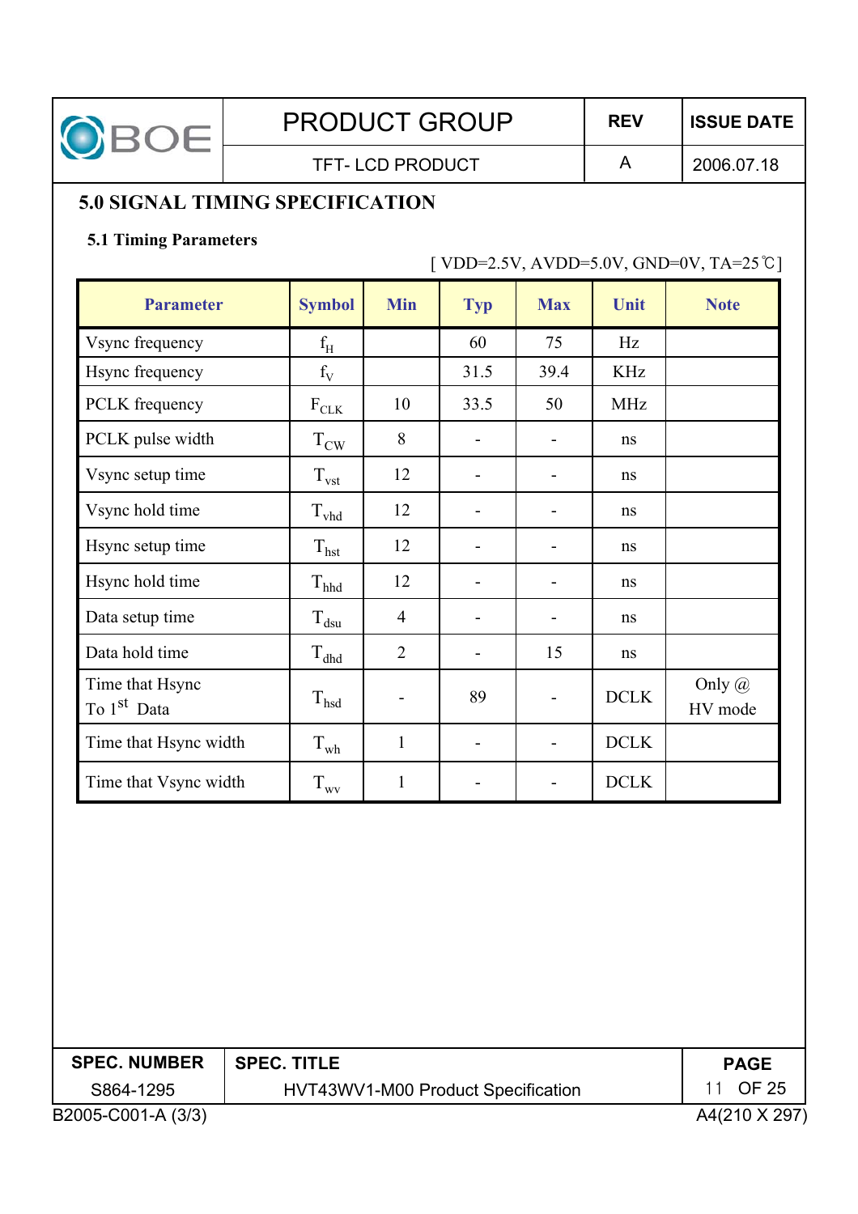## 5.0 SIGNAL TIMING SPECIFICATION

### 5.1 Timing Parameters

[ VDD=2.5V, AVDD=5.0V, GND=0V, TA=25℃]

| Parameter | Symbol | Min | Typ | Max | Unit | Note |
|---|---|---|---|---|---|---|
| Vsync frequency | $f_H$ | | 60 | 75 | Hz | |
| Hsync frequency | $f_V$ | | 31.5 | 39.4 | KHz | |
| PCLK frequency | $F_{CLK}$ | 10 | 33.5 | 50 | MHz | |
| PCLK pulse width | $T_{CW}$ | 8 | - | - | ns | |
| Vsync setup time | $T_{vst}$ | 12 | - | - | ns | |
| Vsync hold time | $T_{vhd}$ | 12 | - | - | ns | |
| Hsync setup time | $T_{hst}$ | 12 | - | - | ns | |
| Hsync hold time | $T_{hhd}$ | 12 | - | - | ns | |
| Data setup time | $T_{dsu}$ | 4 | - | - | ns | |
| Data hold time | $T_{dhd}$ | 2 | - | 15 | ns | |
| Time that Hsync To 1st Data | $T_{hsd}$ | - | 89 | - | DCLK | Only @ HV mode |
| Time that Hsync width | $T_{wh}$ | 1 | - | - | DCLK | |
| Time that Vsync width | $T_{wv}$ | 1 | - | - | DCLK | |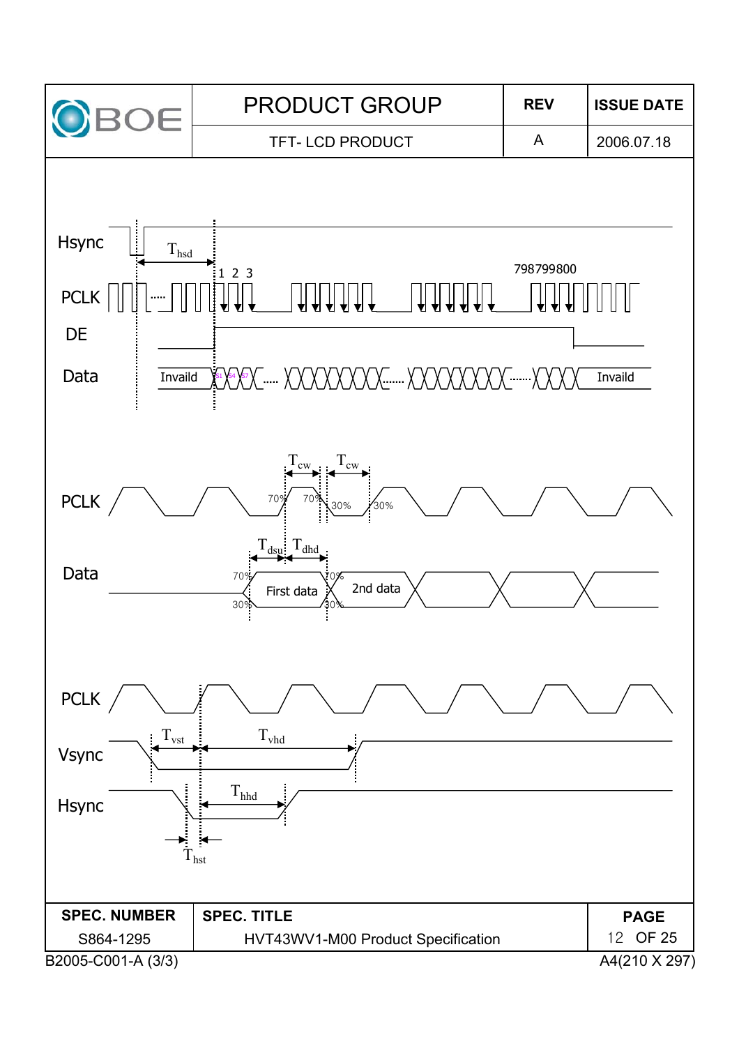Hsync

$T_{hsd}$

1 2 3

798799800

PCLK

DE

Data

Invaild

Invaild

PCLK

$T_{cw}$ $T_{cw}$

70% 70% 30% 30%

Data

$T_{dsu}$ $T_{dhd}$

70% 70%

First data

2nd data

30% 30%

PCLK

Vsync

$T_{vst}$ $T_{vhd}$

Hsync

$T_{hhd}$

$T_{hst}$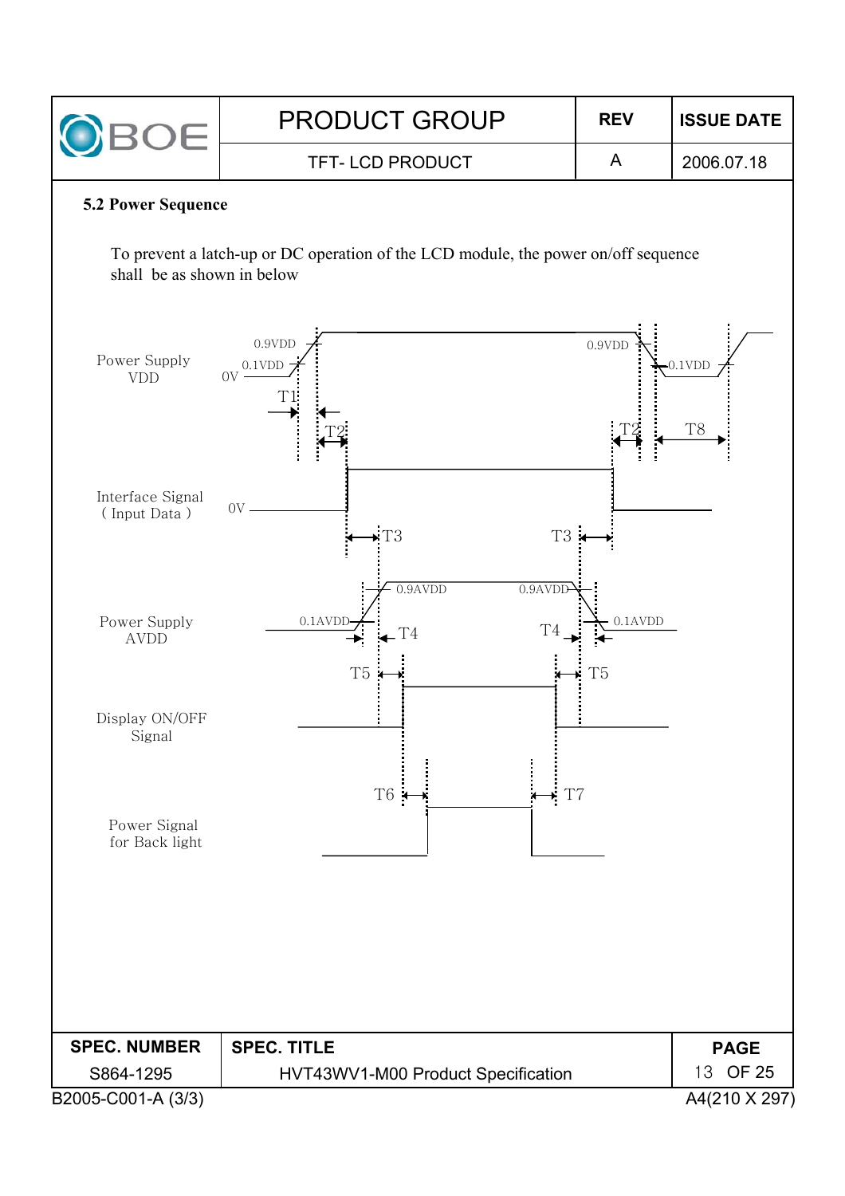### 5.2 Power Sequence

To prevent a latch-up or DC operation of the LCD module, the power on/off sequence shall be as shown in below

Power Supply VDD

0.9VDD

0.1VDD

0V

T1

T2

T2

T8

Interface Signal ( Input Data )

0V

T3

T3

Power Supply AVDD

0.9AVDD

0.1AVDD

T4

T4

T5

T5

Display ON/OFF Signal

T6

T7

Power Signal for Back light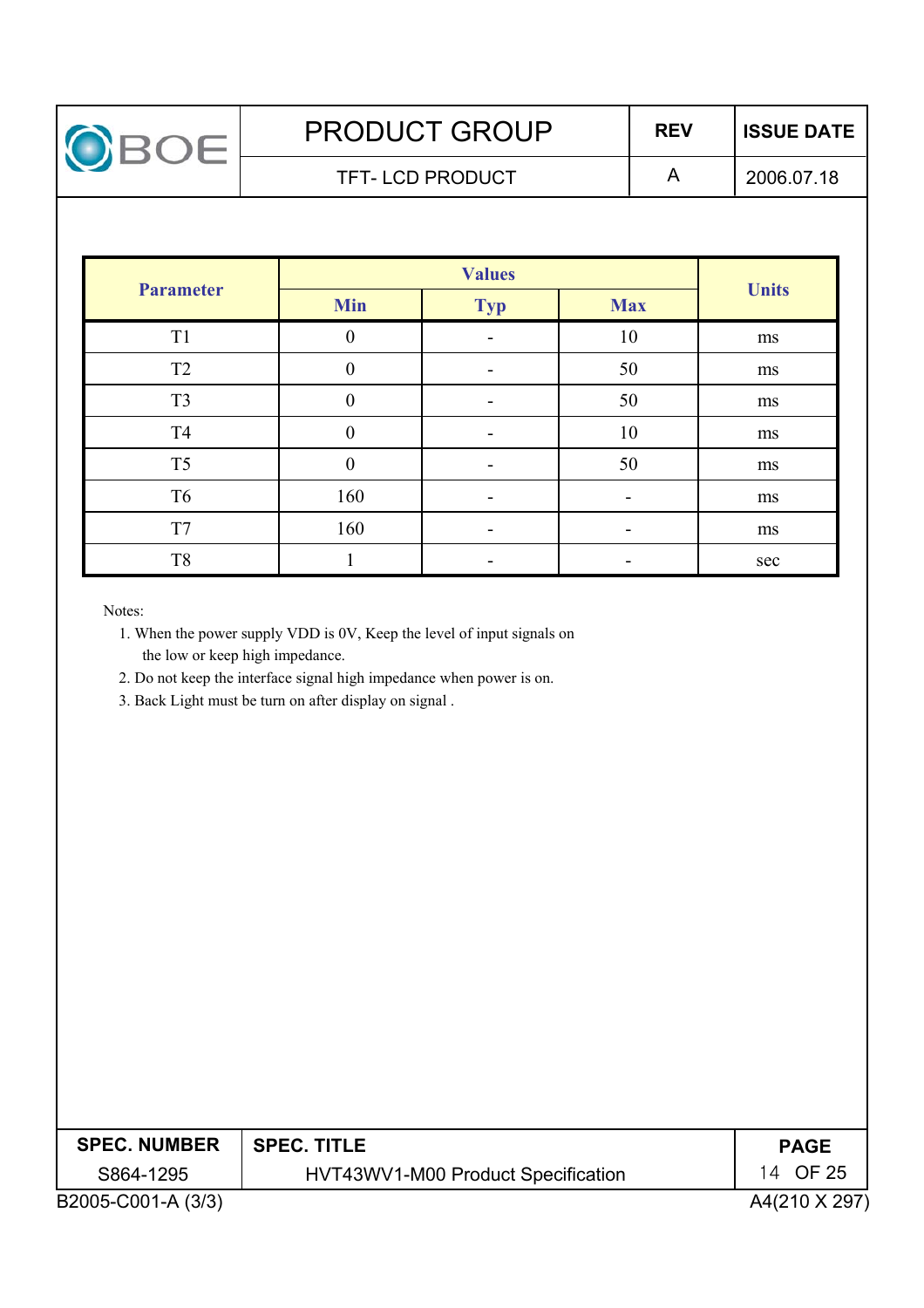| Parameter | Values | | | Units |
|---|---|---|---|---|
| | Min | Typ | Max | |
| T1 | 0 | - | 10 | ms |
| T2 | 0 | - | 50 | ms |
| T3 | 0 | - | 50 | ms |
| T4 | 0 | - | 10 | ms |
| T5 | 0 | - | 50 | ms |
| T6 | 160 | - | - | ms |
| T7 | 160 | - | - | ms |
| T8 | 1 | - | - | sec |

Notes:

1. When the power supply VDD is 0V, Keep the level of input signals on the low or keep high impedance.
2. Do not keep the interface signal high impedance when power is on.
3. Back Light must be turn on after display on signal .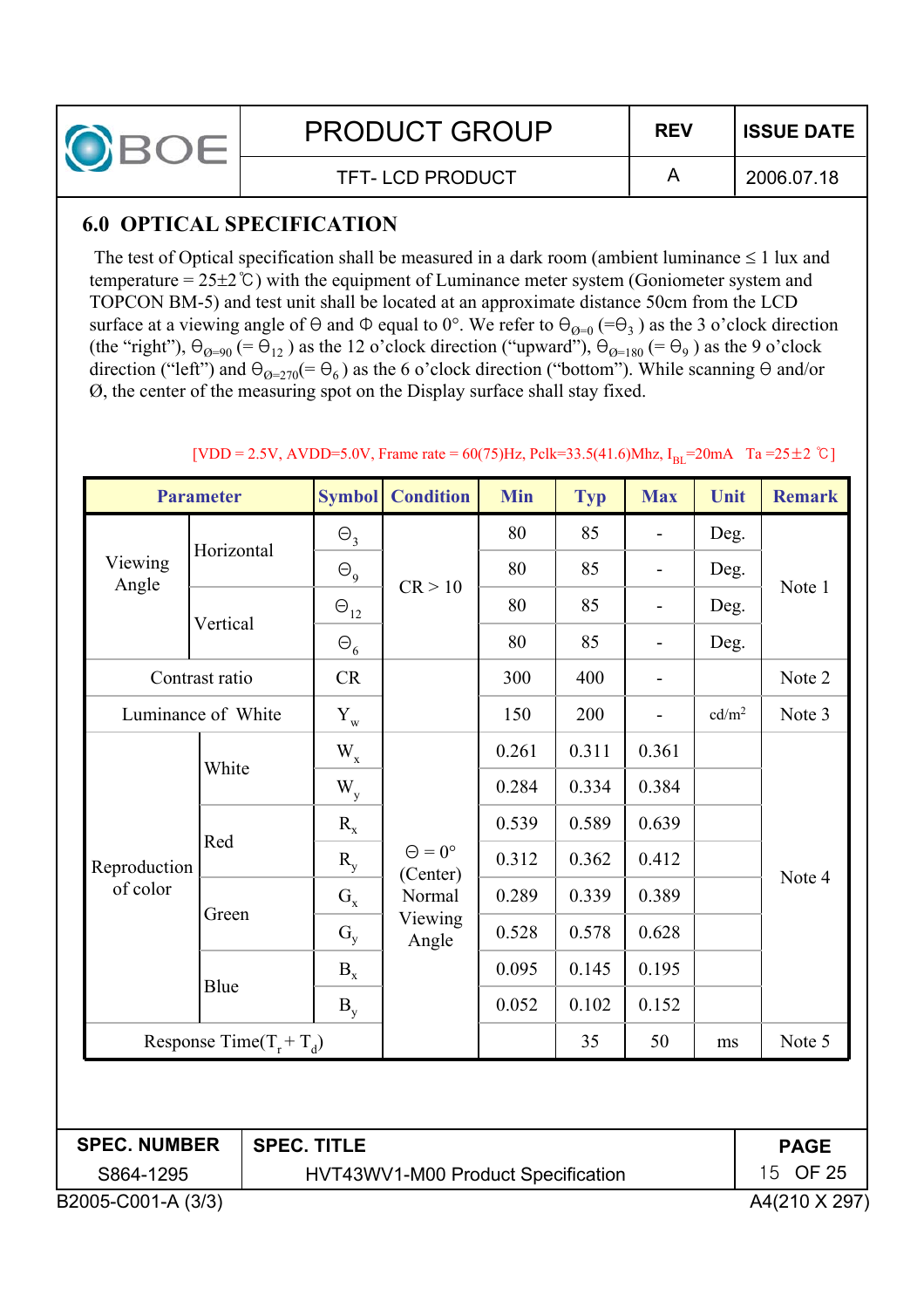## 6.0 OPTICAL SPECIFICATION

The test of Optical specification shall be measured in a dark room (ambient luminance ≤ 1 lux and temperature = 25±2℃) with the equipment of Luminance meter system (Goniometer system and TOPCON BM-5) and test unit shall be located at an approximate distance 50cm from the LCD surface at a viewing angle of Θ and Φ equal to 0°. We refer to $\Theta_{\emptyset=0}$ (=$\Theta_3$) as the 3 o'clock direction (the "right"), $\Theta_{\emptyset=90}$ (= $\Theta_{12}$) as the 12 o'clock direction ("upward"), $\Theta_{\emptyset=180}$ (= $\Theta_9$) as the 9 o'clock direction ("left") and $\Theta_{\emptyset=270}$(= $\Theta_6$) as the 6 o'clock direction ("bottom"). While scanning Θ and/or Ø, the center of the measuring spot on the Display surface shall stay fixed.

[VDD = 2.5V, AVDD=5.0V, Frame rate = 60(75)Hz, Pclk=33.5(41.6)Mhz, $I_{BL}$=20mA Ta =25±2 ℃]

| Parameter | | Symbol | Condition | Min | Typ | Max | Unit | Remark |
|---|---|---|---|---|---|---|---|---|
| Viewing Angle | Horizontal | $\Theta_3$ | CR > 10 | 80 | 85 | - | Deg. | Note 1 |
| | | $\Theta_9$ | | 80 | 85 | - | Deg. | |
| | Vertical | $\Theta_{12}$ | | 80 | 85 | - | Deg. | |
| | | $\Theta_6$ | | 80 | 85 | - | Deg. | |
| Contrast ratio | | CR | | 300 | 400 | - | | Note 2 |
| Luminance of White | | $Y_w$ | | 150 | 200 | - | cd/m² | Note 3 |
| Reproduction of color | White | $W_x$ | Θ = 0° (Center) Normal Viewing Angle | 0.261 | 0.311 | 0.361 | | Note 4 |
| | | $W_y$ | | 0.284 | 0.334 | 0.384 | | |
| | Red | $R_x$ | | 0.539 | 0.589 | 0.639 | | |
| | | $R_y$ | | 0.312 | 0.362 | 0.412 | | |
| | Green | $G_x$ | | 0.289 | 0.339 | 0.389 | | |
| | | $G_y$ | | 0.528 | 0.578 | 0.628 | | |
| | Blue | $B_x$ | | 0.095 | 0.145 | 0.195 | | |
| | | $B_y$ | | 0.052 | 0.102 | 0.152 | | |
| Response Time($T_r + T_d$) | | | | | 35 | 50 | ms | Note 5 |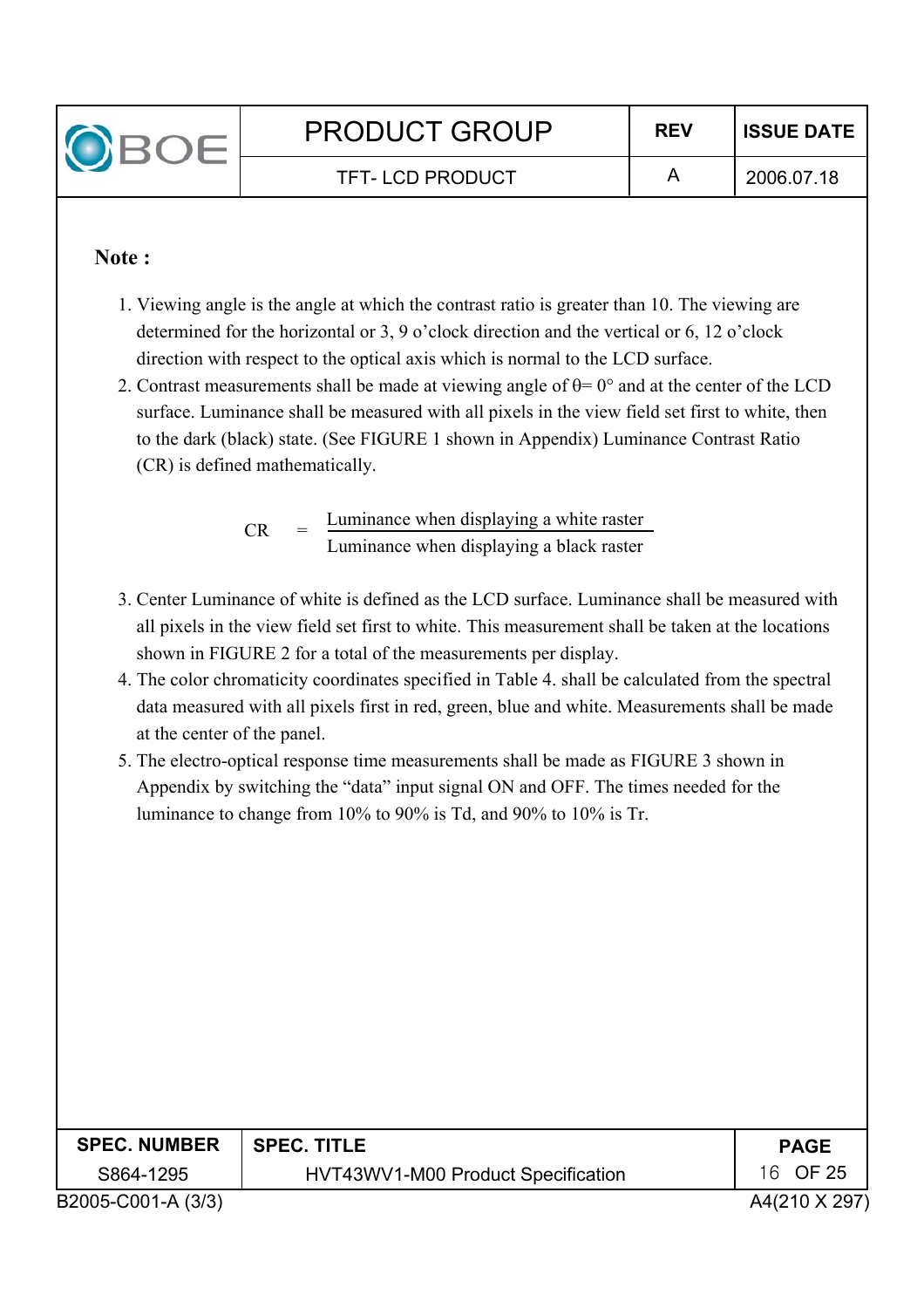**Note :**

1. Viewing angle is the angle at which the contrast ratio is greater than 10. The viewing are determined for the horizontal or 3, 9 o'clock direction and the vertical or 6, 12 o'clock direction with respect to the optical axis which is normal to the LCD surface.
2. Contrast measurements shall be made at viewing angle of $\theta = 0°$ and at the center of the LCD surface. Luminance shall be measured with all pixels in the view field set first to white, then to the dark (black) state. (See FIGURE 1 shown in Appendix) Luminance Contrast Ratio (CR) is defined mathematically.

$$CR = \frac{\text{Luminance when displaying a white raster}}{\text{Luminance when displaying a black raster}}$$

3. Center Luminance of white is defined as the LCD surface. Luminance shall be measured with all pixels in the view field set first to white. This measurement shall be taken at the locations shown in FIGURE 2 for a total of the measurements per display.
4. The color chromaticity coordinates specified in Table 4. shall be calculated from the spectral data measured with all pixels first in red, green, blue and white. Measurements shall be made at the center of the panel.
5. The electro-optical response time measurements shall be made as FIGURE 3 shown in Appendix by switching the "data" input signal ON and OFF. The times needed for the luminance to change from 10% to 90% is Td, and 90% to 10% is Tr.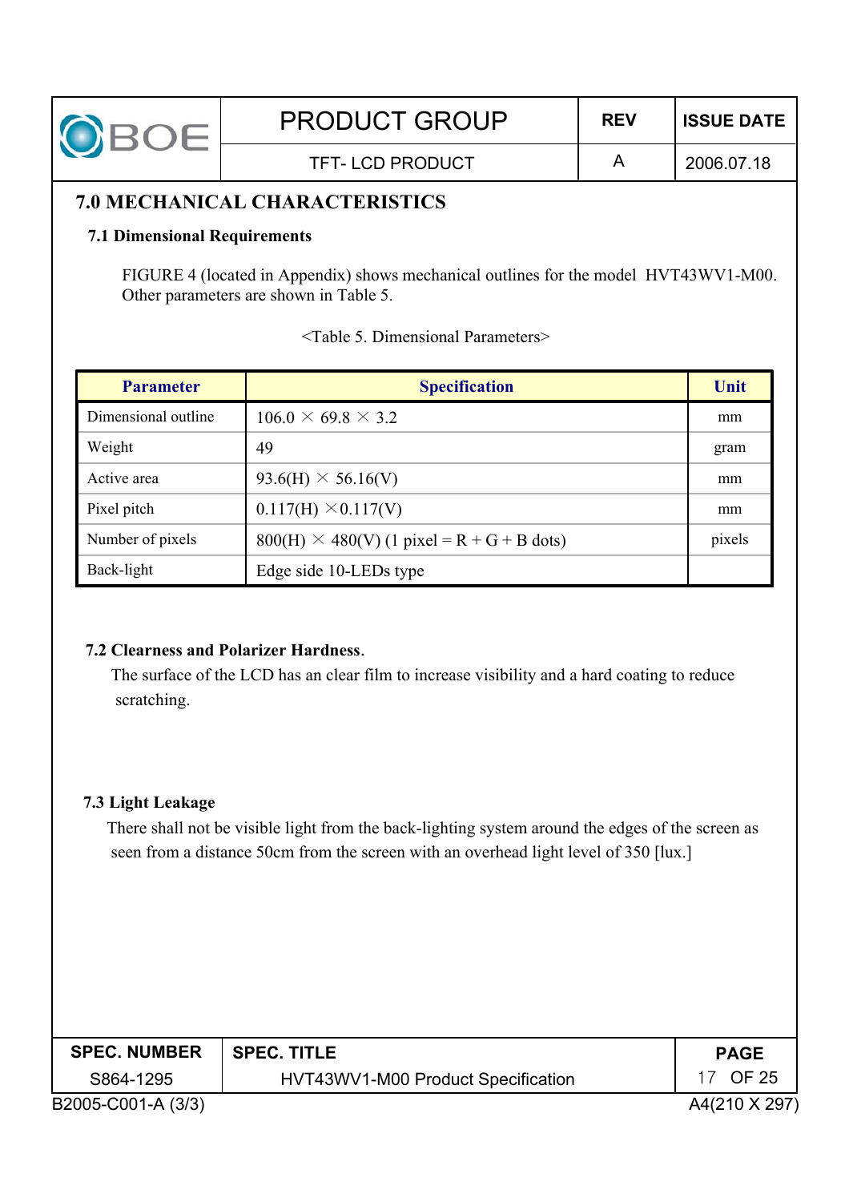## 7.0 MECHANICAL CHARACTERISTICS

### 7.1 Dimensional Requirements

FIGURE 4 (located in Appendix) shows mechanical outlines for the model HVT43WV1-M00. Other parameters are shown in Table 5.

<Table 5. Dimensional Parameters>

| Parameter | Specification | Unit |
|---|---|---|
| Dimensional outline | 106.0 × 69.8 × 3.2 | mm |
| Weight | 49 | gram |
| Active area | 93.6(H) × 56.16(V) | mm |
| Pixel pitch | 0.117(H) ×0.117(V) | mm |
| Number of pixels | 800(H) × 480(V) (1 pixel = R + G + B dots) | pixels |
| Back-light | Edge side 10-LEDs type | |

### 7.2 Clearness and Polarizer Hardness.

The surface of the LCD has an clear film to increase visibility and a hard coating to reduce scratching.

### 7.3 Light Leakage

There shall not be visible light from the back-lighting system around the edges of the screen as seen from a distance 50cm from the screen with an overhead light level of 350 [lux.]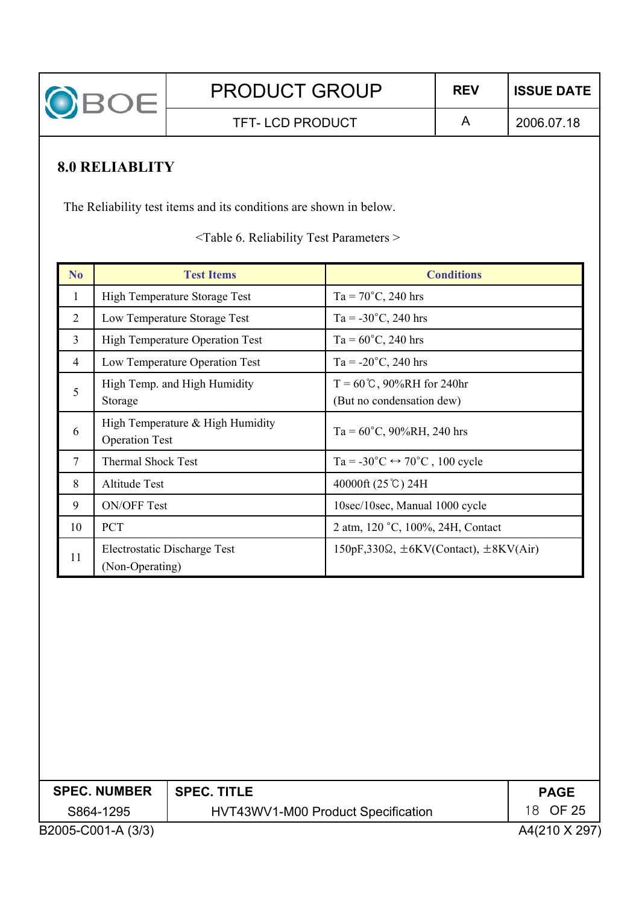## 8.0 RELIABLITY

The Reliability test items and its conditions are shown in below.

<Table 6. Reliability Test Parameters >

| No | Test Items | Conditions |
|---|---|---|
| 1 | High Temperature Storage Test | Ta = 70°C, 240 hrs |
| 2 | Low Temperature Storage Test | Ta = -30°C, 240 hrs |
| 3 | High Temperature Operation Test | Ta = 60°C, 240 hrs |
| 4 | Low Temperature Operation Test | Ta = -20°C, 240 hrs |
| 5 | High Temp. and High Humidity Storage | T = 60℃, 90%RH for 240hr (But no condensation dew) |
| 6 | High Temperature & High Humidity Operation Test | Ta = 60°C, 90%RH, 240 hrs |
| 7 | Thermal Shock Test | Ta = -30°C ↔ 70°C , 100 cycle |
| 8 | Altitude Test | 40000ft (25℃) 24H |
| 9 | ON/OFF Test | 10sec/10sec, Manual 1000 cycle |
| 10 | PCT | 2 atm, 120 °C, 100%, 24H, Contact |
| 11 | Electrostatic Discharge Test (Non-Operating) | 150pF,330Ω, ±6KV(Contact), ±8KV(Air) |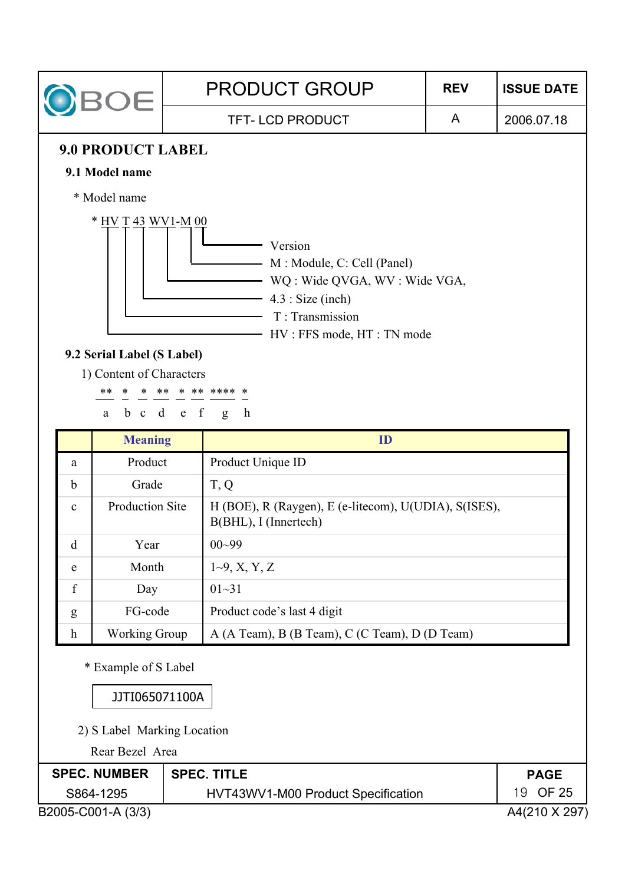## 9.0 PRODUCT LABEL

### 9.1 Model name

\* Model name

\* HV T 43 WV1-M 00

- 00 : Version
- M : Module, C: Cell (Panel)
- WV1 : WQ : Wide QVGA, WV : Wide VGA,
- 43 : 4.3 : Size (inch)
- T : Transmission
- HV : FFS mode, HT : TN mode

### 9.2 Serial Label (S Label)

1) Content of Characters

```
** * * ** * ** **** *
 a  b c  d e f   g  h
```

| | Meaning | ID |
|---|---|---|
| a | Product | Product Unique ID |
| b | Grade | T, Q |
| c | Production Site | H (BOE), R (Raygen), E (e-litecom), U(UDIA), S(ISES), B(BHL), I (Innertech) |
| d | Year | 00~99 |
| e | Month | 1~9, X, Y, Z |
| f | Day | 01~31 |
| g | FG-code | Product code's last 4 digit |
| h | Working Group | A (A Team), B (B Team), C (C Team), D (D Team) |

\* Example of S Label

JJTI065071100A

2) S Label Marking Location

Rear Bezel Area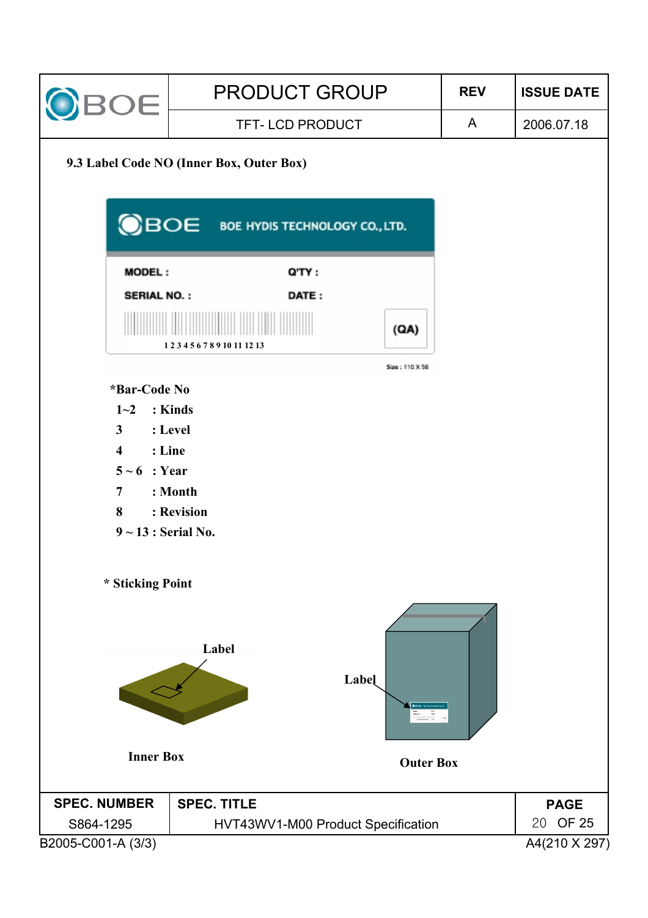### 9.3 Label Code NO (Inner Box, Outer Box)

BOE HYDIS TECHNOLOGY CO., LTD.

MODEL :　　Q'TY :

SERIAL NO. :　　DATE :

1 2 3 4 5 6 7 8 9 10 11 12 13　　(QA)

Size : 110 X 56

**\*Bar-Code No**

- 1~2 : Kinds
- 3 : Level
- 4 : Line
- 5 ~ 6 : Year
- 7 : Month
- 8 : Revision
- 9 ~ 13 : Serial No.

**\* Sticking Point**

Label

Label

Inner Box

Outer Box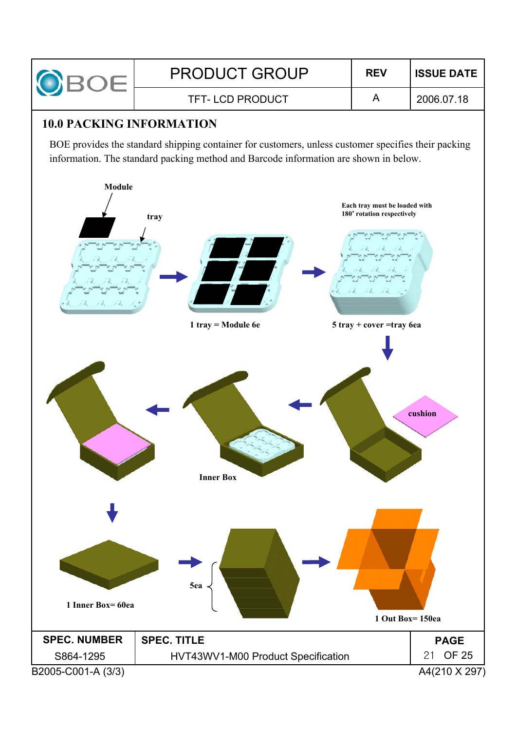## 10.0 PACKING INFORMATION

BOE provides the standard shipping container for customers, unless customer specifies their packing information. The standard packing method and Barcode information are shown in below.

Module

tray

Each tray must be loaded with 180˚ rotation respectively

1 tray = Module 6e

5 tray + cover =tray 6ea

cushion

Inner Box

1 Inner Box= 60ea

5ea

1 Out Box= 150ea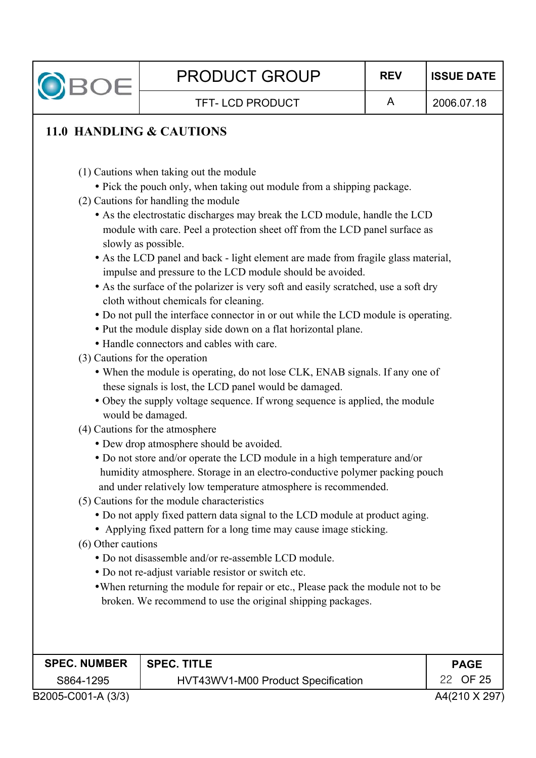## 11.0 HANDLING & CAUTIONS

(1) Cautions when taking out the module

- Pick the pouch only, when taking out module from a shipping package.

(2) Cautions for handling the module

- As the electrostatic discharges may break the LCD module, handle the LCD module with care. Peel a protection sheet off from the LCD panel surface as slowly as possible.
- As the LCD panel and back - light element are made from fragile glass material, impulse and pressure to the LCD module should be avoided.
- As the surface of the polarizer is very soft and easily scratched, use a soft dry cloth without chemicals for cleaning.
- Do not pull the interface connector in or out while the LCD module is operating.
- Put the module display side down on a flat horizontal plane.
- Handle connectors and cables with care.

(3) Cautions for the operation

- When the module is operating, do not lose CLK, ENAB signals. If any one of these signals is lost, the LCD panel would be damaged.
- Obey the supply voltage sequence. If wrong sequence is applied, the module would be damaged.

(4) Cautions for the atmosphere

- Dew drop atmosphere should be avoided.
- Do not store and/or operate the LCD module in a high temperature and/or humidity atmosphere. Storage in an electro-conductive polymer packing pouch and under relatively low temperature atmosphere is recommended.

(5) Cautions for the module characteristics

- Do not apply fixed pattern data signal to the LCD module at product aging.
- Applying fixed pattern for a long time may cause image sticking.

(6) Other cautions

- Do not disassemble and/or re-assemble LCD module.
- Do not re-adjust variable resistor or switch etc.
- When returning the module for repair or etc., Please pack the module not to be broken. We recommend to use the original shipping packages.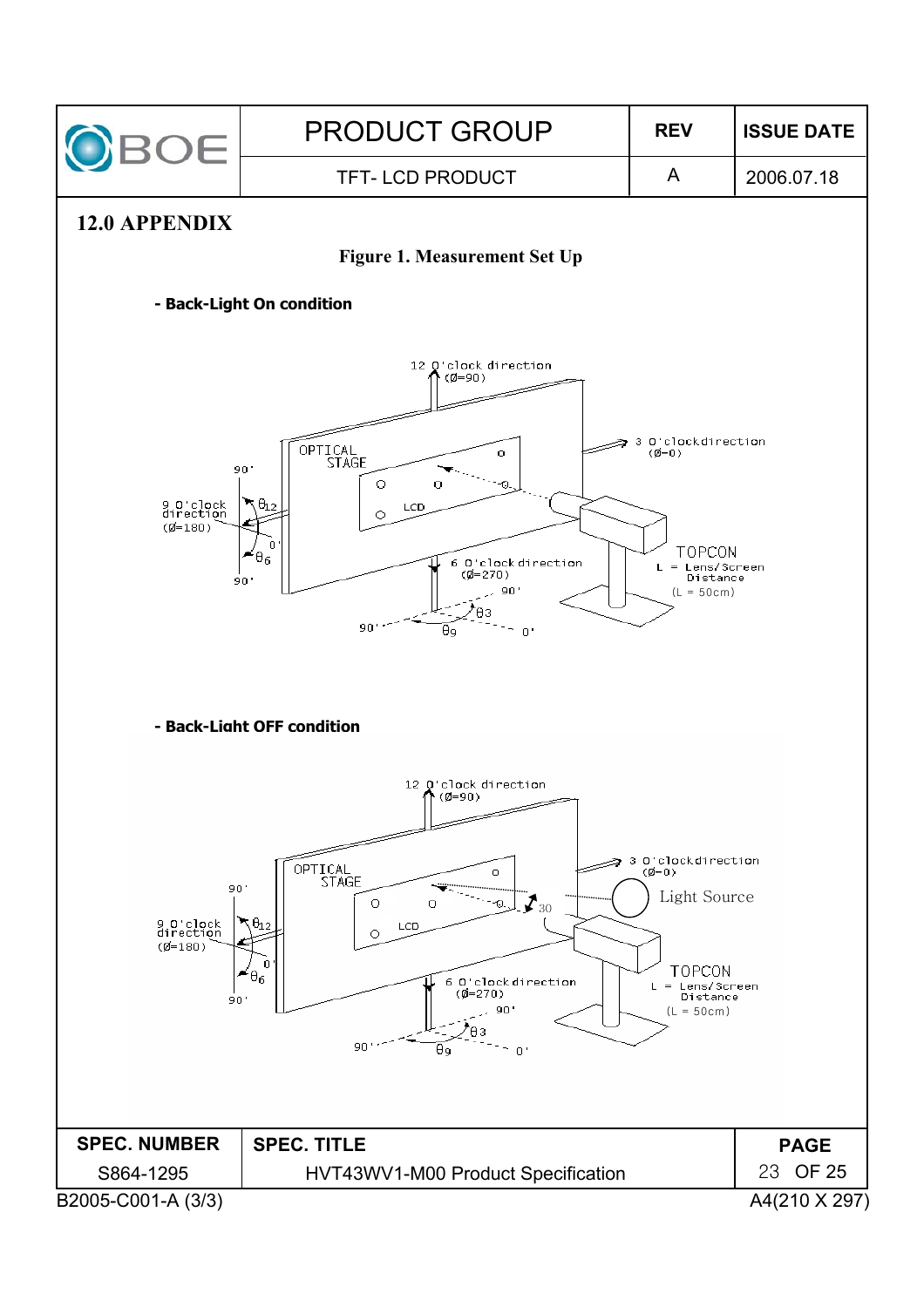## 12.0 APPENDIX

**Figure 1. Measurement Set Up**

**- Back-Light On condition**

**- Back-Light OFF condition**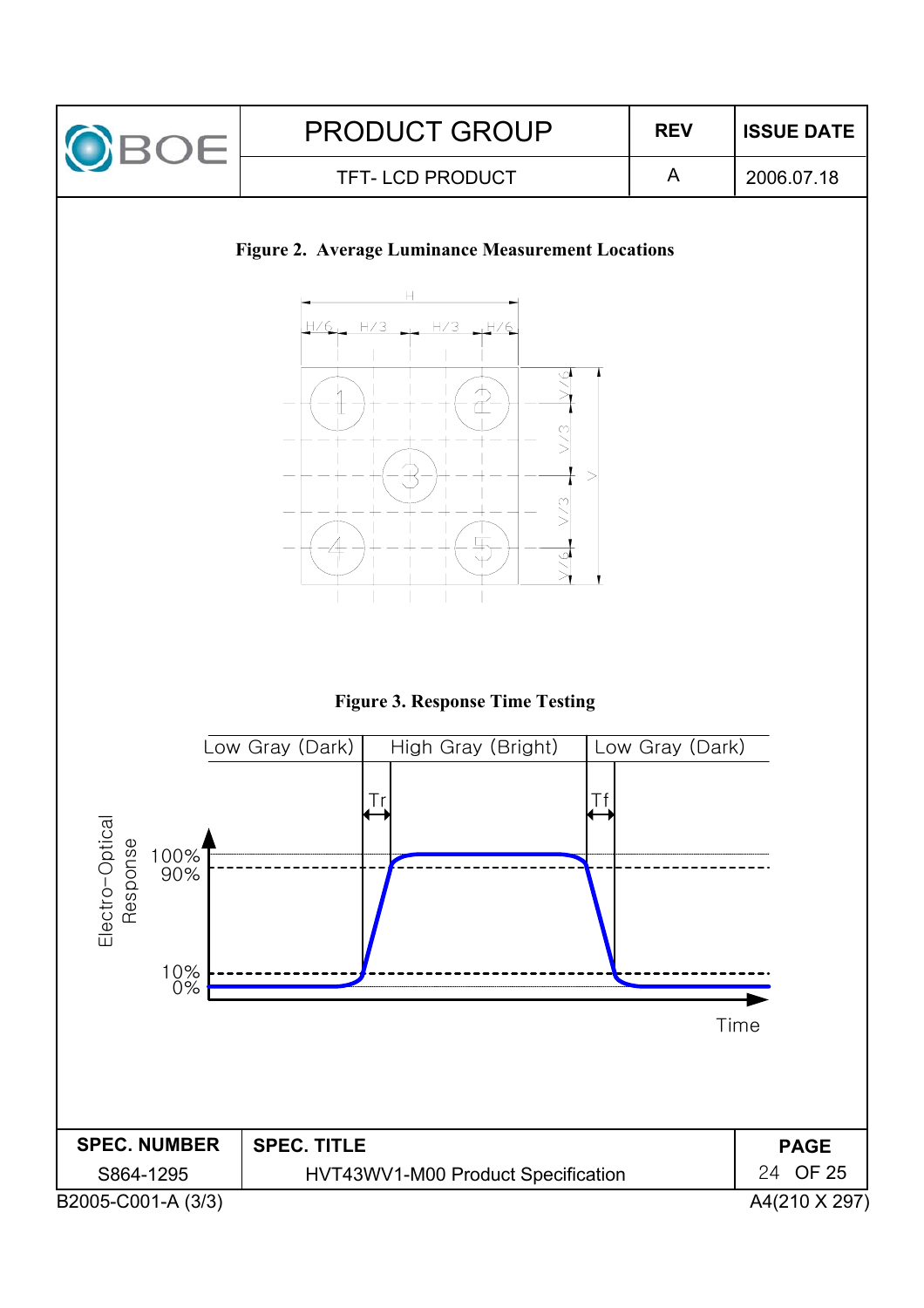**Figure 2. Average Luminance Measurement Locations**

**Figure 3. Response Time Testing**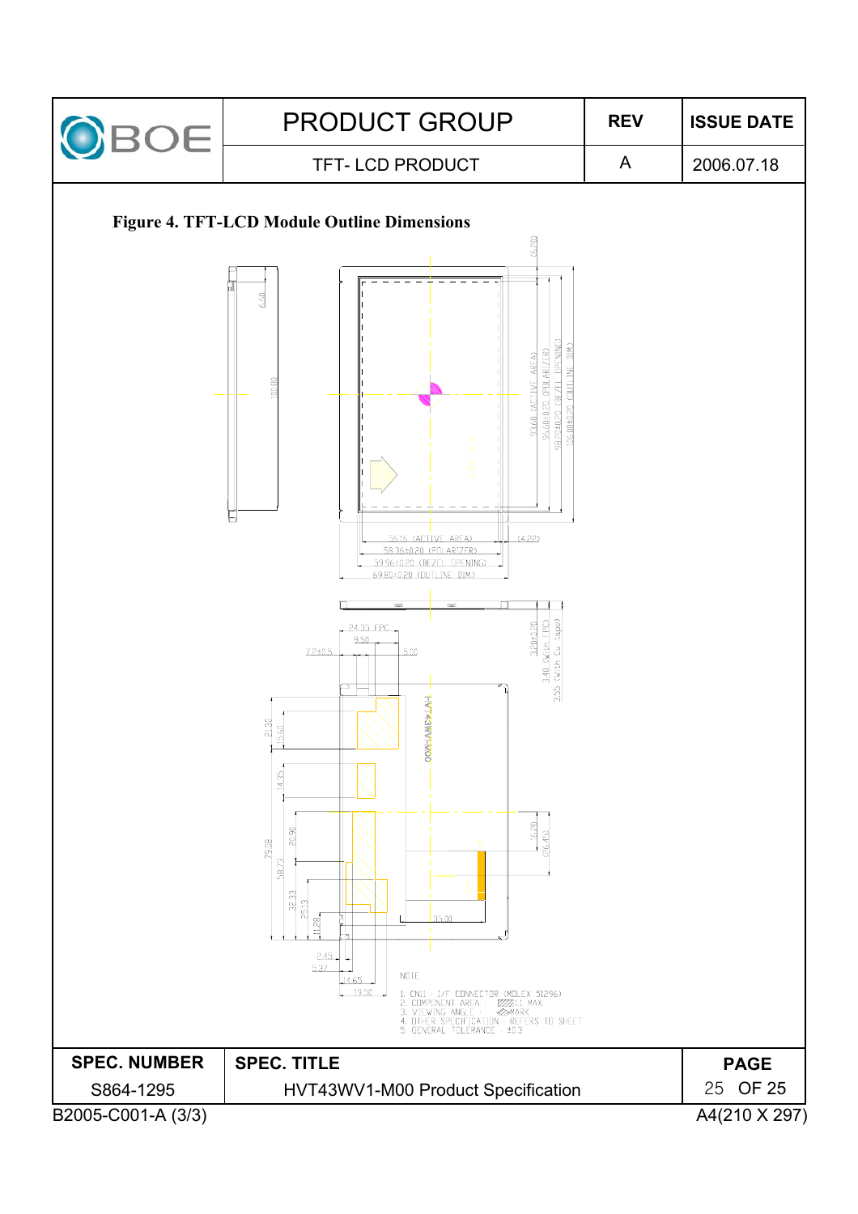**Figure 4. TFT-LCD Module Outline Dimensions**

6.60

100.80

93.60 (ACTIVE AREA)

96.60±0.20 (POLARIZER)

98.20±0.20 (BEZEL OPENING)

106.00±0.20 (OUTLINE DIM)

(6.20)

56.16 (ACTIVE AREA)

58.36±0.20 (POLARIZER)

59.96±0.20 (BEZEL OPENING)

69.80±0.20 (OUTLINE DIM)

(4.22)

24.35 FPC

9.50

7.2±0.5

5.00

3.20±0.20

3.40 (With FPC)

3.55 (With Cu tape)

HVT43WV1-M00

21.30

15.60

14.35

79.08

58.73

20.90

32.33

25.13

11.28

16.20

(26.45)

35.00

2.45

5.37

14.65

19.50

NOTE

1. CN1 : I/F CONNECTOR (MOLEX 51296)
2. COMPONENT AREA : 1.1 MAX
3. VIEWING ANGLE : MARK
4. OTHER SPECIFICATION : REFERS TO SHEET
5. GENERAL TOLERANCE : ±0.3